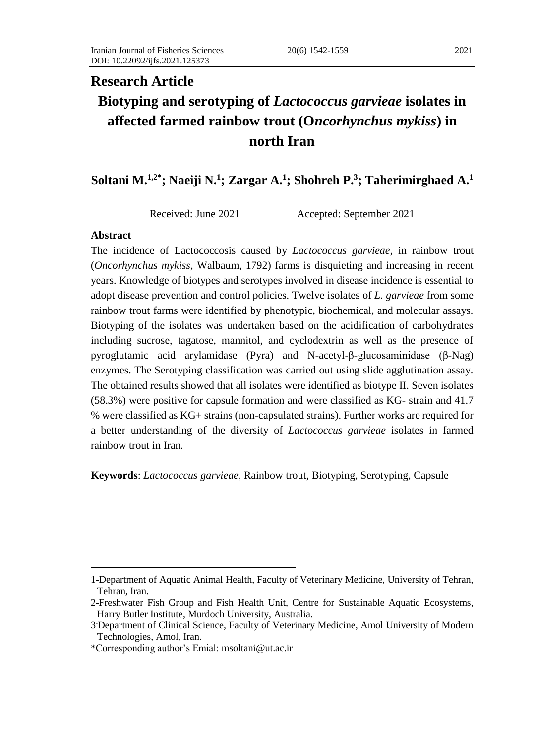## Research Article

# Biotyping and serotyping of *Lactococcus garvieae* isolates in affected farmed rainbow trout (O*ncorhynchus mykiss*) in north Iran

**Soltani M.[1,2*]; Naeiji N.[1]; Zargar A.[1]; Shohreh P.[3]; Taherimirghaed A.[1]**

Received: June 2021 Accepted: September 2021

### Abstract

The incidence of Lactococcosis caused by *Lactococcus garvieae,* in rainbow trout (*Oncorhynchus mykiss*, Walbaum, 1792) farms is disquieting and increasing in recent years. Knowledge of biotypes and serotypes involved in disease incidence is essential to adopt disease prevention and control policies. Twelve isolates of *L. garvieae* from some rainbow trout farms were identified by phenotypic, biochemical, and molecular assays. Biotyping of the isolates was undertaken based on the acidification of carbohydrates including sucrose, tagatose, mannitol, and cyclodextrin as well as the presence of pyroglutamic acid arylamidase (Pyra) and N-acetyl-β-glucosaminidase (β-Nag) enzymes. The Serotyping classification was carried out using slide agglutination assay. The obtained results showed that all isolates were identified as biotype II. Seven isolates (58.3%) were positive for capsule formation and were classified as KG- strain and 41.7 % were classified as KG+ strains (non-capsulated strains). Further works are required for a better understanding of the diversity of *Lactococcus garvieae* isolates in farmed rainbow trout in Iran.

**Keywords**: *Lactococcus garvieae*, Rainbow trout, Biotyping, Serotyping, Capsule

---

1-Department of Aquatic Animal Health, Faculty of Veterinary Medicine, University of Tehran, Tehran, Iran.

2-Freshwater Fish Group and Fish Health Unit, Centre for Sustainable Aquatic Ecosystems, Harry Butler Institute, Murdoch University, Australia.

3-Department of Clinical Science, Faculty of Veterinary Medicine, Amol University of Modern Technologies, Amol, Iran.

*Corresponding author's Emial: msoltani@ut.ac.ir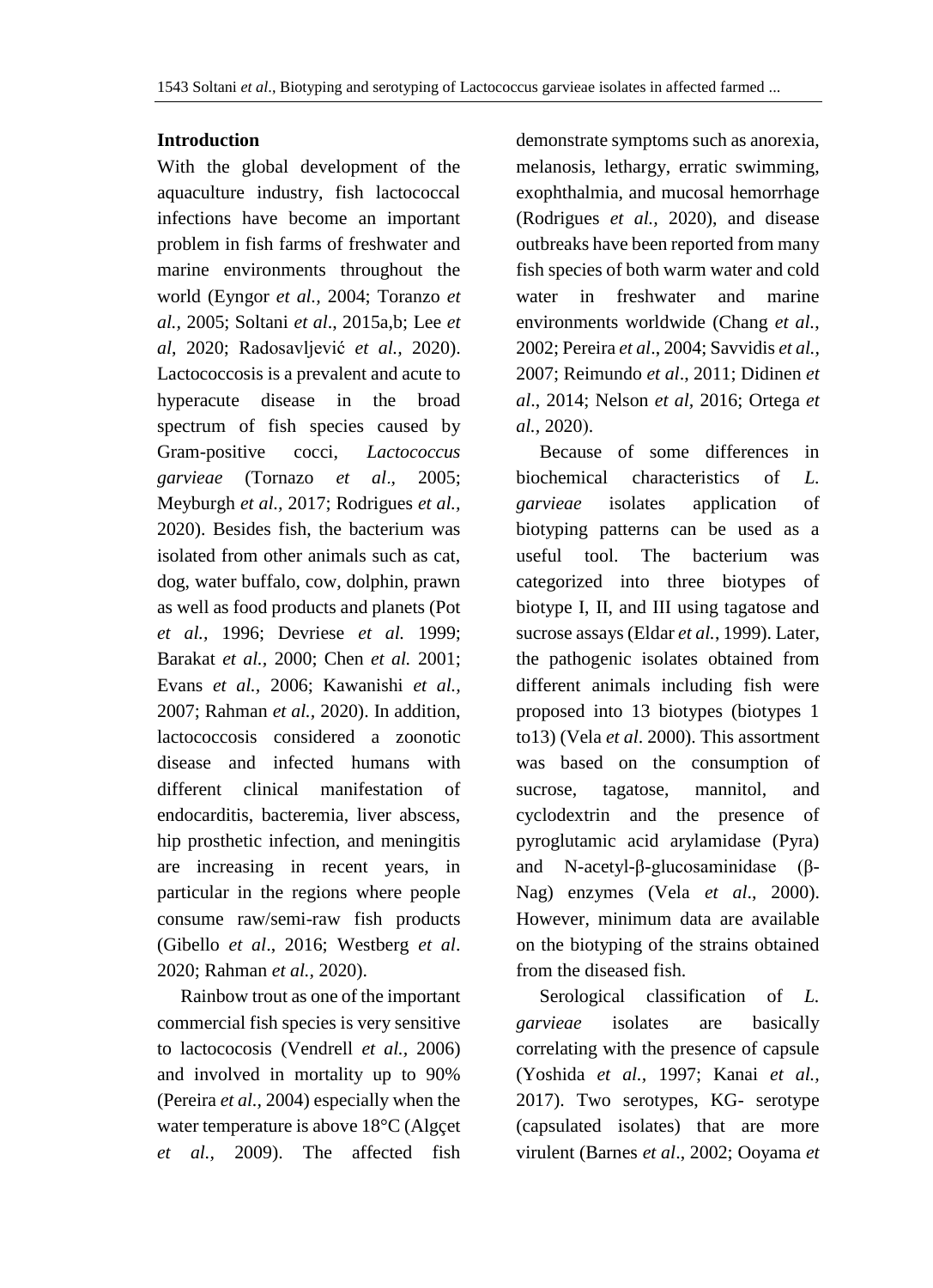## Introduction

With the global development of the aquaculture industry, fish lactococcal infections have become an important problem in fish farms of freshwater and marine environments throughout the world (Eyngor *et al.,* 2004; Toranzo *et al.,* 2005; Soltani *et al*., 2015a,b; Lee *et al*, 2020; Radosavljević *et al.,* 2020). Lactococcosis is a prevalent and acute to hyperacute disease in the broad spectrum of fish species caused by Gram-positive cocci, *Lactococcus garvieae* (Tornazo *et al.,* 2005; Meyburgh *et al.,* 2017; Rodrigues *et al.,* 2020). Besides fish, the bacterium was isolated from other animals such as cat, dog, water buffalo, cow, dolphin, prawn as well as food products and planets (Pot *et al.,* 1996; Devriese *et al.* 1999; Barakat *et al.,* 2000; Chen *et al.* 2001; Evans *et al.,* 2006; Kawanishi *et al.,* 2007; Rahman *et al.,* 2020). In addition, lactococcosis considered a zoonotic disease and infected humans with different clinical manifestation of endocarditis, bacteremia, liver abscess, hip prosthetic infection, and meningitis are increasing in recent years, in particular in the regions where people consume raw/semi-raw fish products (Gibello *et al*., 2016; Westberg *et al*. 2020; Rahman *et al.,* 2020).

Rainbow trout as one of the important commercial fish species is very sensitive to lactococosis (Vendrell *et al.,* 2006) and involved in mortality up to 90% (Pereira *et al.,* 2004) especially when the water temperature is above 18°C (Algçet *et al.,* 2009). The affected fish demonstrate symptoms such as anorexia, melanosis, lethargy, erratic swimming, exophthalmia, and mucosal hemorrhage (Rodrigues *et al.,* 2020), and disease outbreaks have been reported from many fish species of both warm water and cold water in freshwater and marine environments worldwide (Chang *et al.,* 2002; Pereira *et al*., 2004; Savvidis *et al.,* 2007; Reimundo *et al*., 2011; Didinen *et al*., 2014; Nelson *et al,* 2016; Ortega *et al.,* 2020).

Because of some differences in biochemical characteristics of *L. garvieae* isolates application of biotyping patterns can be used as a useful tool. The bacterium was categorized into three biotypes of biotype I, II, and III using tagatose and sucrose assays (Eldar *et al.*, 1999). Later, the pathogenic isolates obtained from different animals including fish were proposed into 13 biotypes (biotypes 1 to13) (Vela *et al*. 2000). This assortment was based on the consumption of sucrose, tagatose, mannitol, and cyclodextrin and the presence of pyroglutamic acid arylamidase (Pyra) and N-acetyl-β-glucosaminidase (β-Nag) enzymes (Vela *et al*., 2000). However, minimum data are available on the biotyping of the strains obtained from the diseased fish.

Serological classification of *L. garvieae* isolates are basically correlating with the presence of capsule (Yoshida *et al.,* 1997; Kanai *et al.,* 2017). Two serotypes, KG- serotype (capsulated isolates) that are more virulent (Barnes *et al*., 2002; Ooyama *et*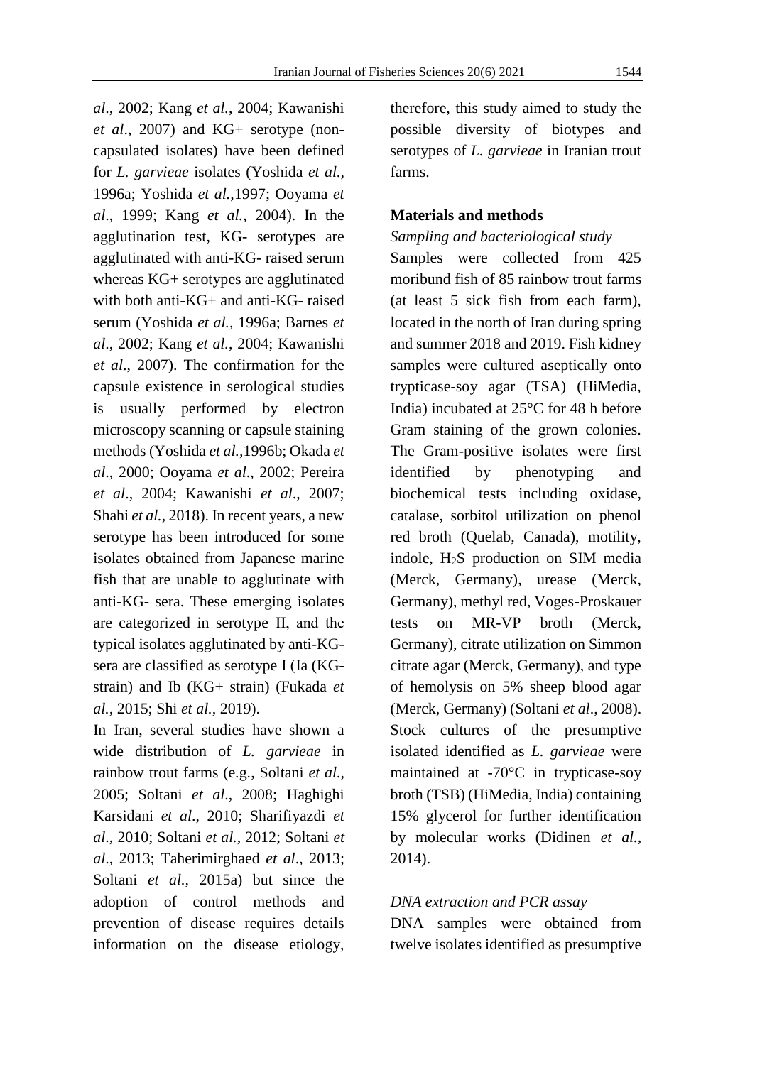*al*., 2002; Kang *et al.*, 2004; Kawanishi *et al*., 2007) and KG+ serotype (non-capsulated isolates) have been defined for *L. garvieae* isolates (Yoshida *et al.*, 1996a; Yoshida *et al.,*1997; Ooyama *et al*., 1999; Kang *et al.*, 2004). In the agglutination test, KG- serotypes are agglutinated with anti-KG- raised serum whereas KG+ serotypes are agglutinated with both anti-KG+ and anti-KG- raised serum (Yoshida *et al.*, 1996a; Barnes *et al*., 2002; Kang *et al.*, 2004; Kawanishi *et al*., 2007). The confirmation for the capsule existence in serological studies is usually performed by electron microscopy scanning or capsule staining methods (Yoshida *et al.,*1996b; Okada *et al*., 2000; Ooyama *et al*., 2002; Pereira *et al*., 2004; Kawanishi *et al*., 2007; Shahi *et al.*, 2018). In recent years, a new serotype has been introduced for some isolates obtained from Japanese marine fish that are unable to agglutinate with anti-KG- sera. These emerging isolates are categorized in serotype II, and the typical isolates agglutinated by anti-KG- sera are classified as serotype I (Ia (KG- strain) and Ib (KG+ strain) (Fukada *et al.*, 2015; Shi *et al.*, 2019).

In Iran, several studies have shown a wide distribution of *L. garvieae* in rainbow trout farms (e.g., Soltani *et al.*, 2005; Soltani *et al*., 2008; Haghighi Karsidani *et al*., 2010; Sharifiyazdi *et al*., 2010; Soltani *et al.*, 2012; Soltani *et al*., 2013; Taherimirghaed *et al*., 2013; Soltani *et al.*, 2015a) but since the adoption of control methods and prevention of disease requires details information on the disease etiology, therefore, this study aimed to study the possible diversity of biotypes and serotypes of *L. garvieae* in Iranian trout farms.

## Materials and methods

### *Sampling and bacteriological study*

Samples were collected from 425 moribund fish of 85 rainbow trout farms (at least 5 sick fish from each farm), located in the north of Iran during spring and summer 2018 and 2019. Fish kidney samples were cultured aseptically onto trypticase-soy agar (TSA) (HiMedia, India) incubated at 25°C for 48 h before Gram staining of the grown colonies. The Gram-positive isolates were first identified by phenotyping and biochemical tests including oxidase, catalase, sorbitol utilization on phenol red broth (Quelab, Canada), motility, indole, $H_2S$ production on SIM media (Merck, Germany), urease (Merck, Germany), methyl red, Voges-Proskauer tests on MR-VP broth (Merck, Germany), citrate utilization on Simmon citrate agar (Merck, Germany), and type of hemolysis on 5% sheep blood agar (Merck, Germany) (Soltani *et al*., 2008). Stock cultures of the presumptive isolated identified as *L. garvieae* were maintained at -70°C in trypticase-soy broth (TSB) (HiMedia, India) containing 15% glycerol for further identification by molecular works (Didinen *et al.*, 2014).

### *DNA extraction and PCR assay*

DNA samples were obtained from twelve isolates identified as presumptive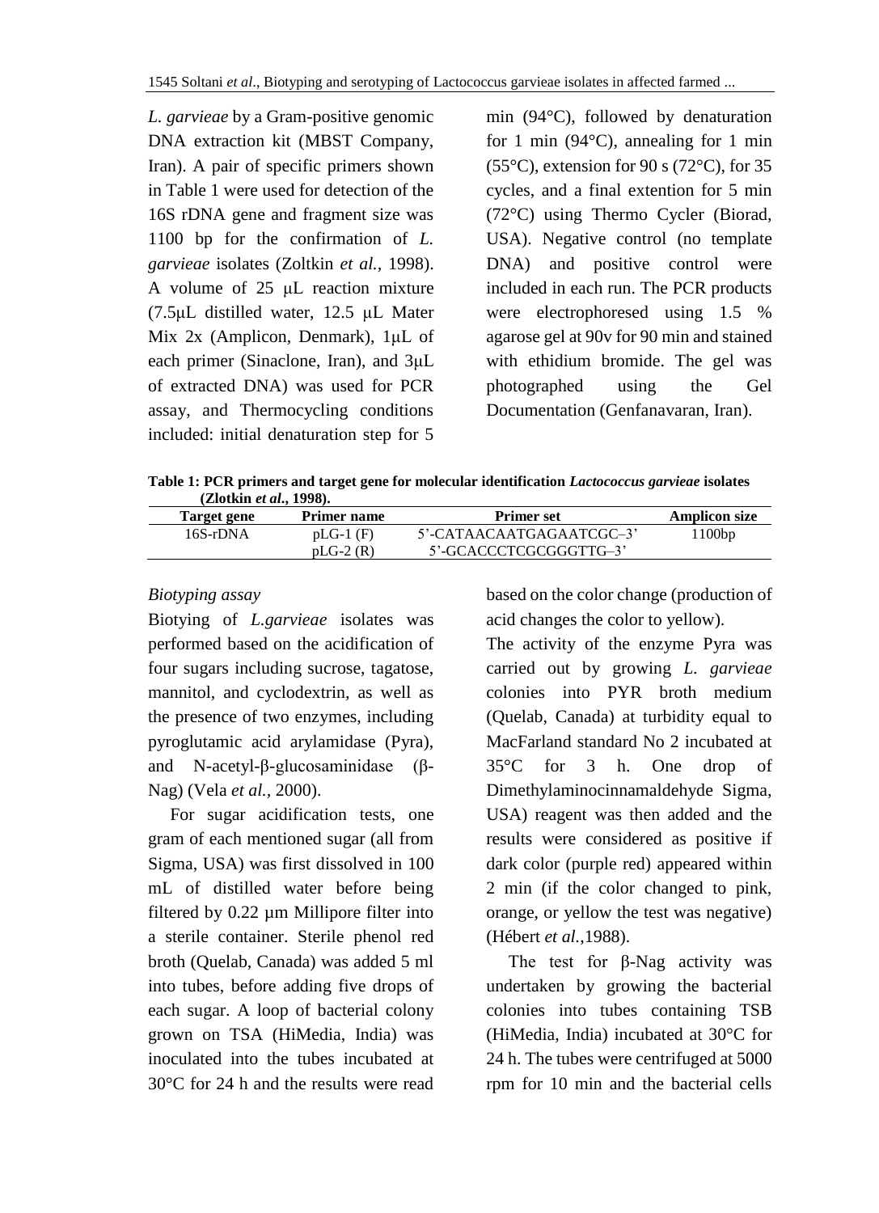*L. garvieae* by a Gram-positive genomic DNA extraction kit (MBST Company, Iran). A pair of specific primers shown in Table 1 were used for detection of the 16S rDNA gene and fragment size was 1100 bp for the confirmation of *L. garvieae* isolates (Zoltkin *et al.,* 1998). A volume of 25 µL reaction mixture (7.5µL distilled water, 12.5 µL Mater Mix 2x (Amplicon, Denmark), 1µL of each primer (Sinaclone, Iran), and 3µL of extracted DNA) was used for PCR assay, and Thermocycling conditions included: initial denaturation step for 5 min (94°C), followed by denaturation for 1 min (94°C), annealing for 1 min (55°C), extension for 90 s (72°C), for 35 cycles, and a final extention for 5 min (72°C) using Thermo Cycler (Biorad, USA). Negative control (no template DNA) and positive control were included in each run. The PCR products were electrophoresed using 1.5 % agarose gel at 90v for 90 min and stained with ethidium bromide. The gel was photographed using the Gel Documentation (Genfanavaran, Iran).

**Table 1: PCR primers and target gene for molecular identification *Lactococcus garvieae* isolates (Zlotkin *et al.*, 1998).**

| Target gene | Primer name | Primer set | Amplicon size |
|---|---|---|---|
| 16S-rDNA | pLG-1 (F) | 5'-CATAACAATGAGAATCGC–3' | 1100bp |
| | pLG-2 (R) | 5'-GCACCCTCGCGGGTTG–3' | |

*Biotyping assay*

Biotying of *L.garvieae* isolates was performed based on the acidification of four sugars including sucrose, tagatose, mannitol, and cyclodextrin, as well as the presence of two enzymes, including pyroglutamic acid arylamidase (Pyra), and N-acetyl-β-glucosaminidase (β-Nag) (Vela *et al.,* 2000).

For sugar acidification tests, one gram of each mentioned sugar (all from Sigma, USA) was first dissolved in 100 mL of distilled water before being filtered by 0.22 µm Millipore filter into a sterile container. Sterile phenol red broth (Quelab, Canada) was added 5 ml into tubes, before adding five drops of each sugar. A loop of bacterial colony grown on TSA (HiMedia, India) was inoculated into the tubes incubated at 30°C for 24 h and the results were read based on the color change (production of acid changes the color to yellow).

The activity of the enzyme Pyra was carried out by growing *L. garvieae* colonies into PYR broth medium (Quelab, Canada) at turbidity equal to MacFarland standard No 2 incubated at 35°C for 3 h. One drop of Dimethylaminocinnamaldehyde Sigma, USA) reagent was then added and the results were considered as positive if dark color (purple red) appeared within 2 min (if the color changed to pink, orange, or yellow the test was negative) (Hébert *et al.*,1988).

The test for β-Nag activity was undertaken by growing the bacterial colonies into tubes containing TSB (HiMedia, India) incubated at 30°C for 24 h. The tubes were centrifuged at 5000 rpm for 10 min and the bacterial cells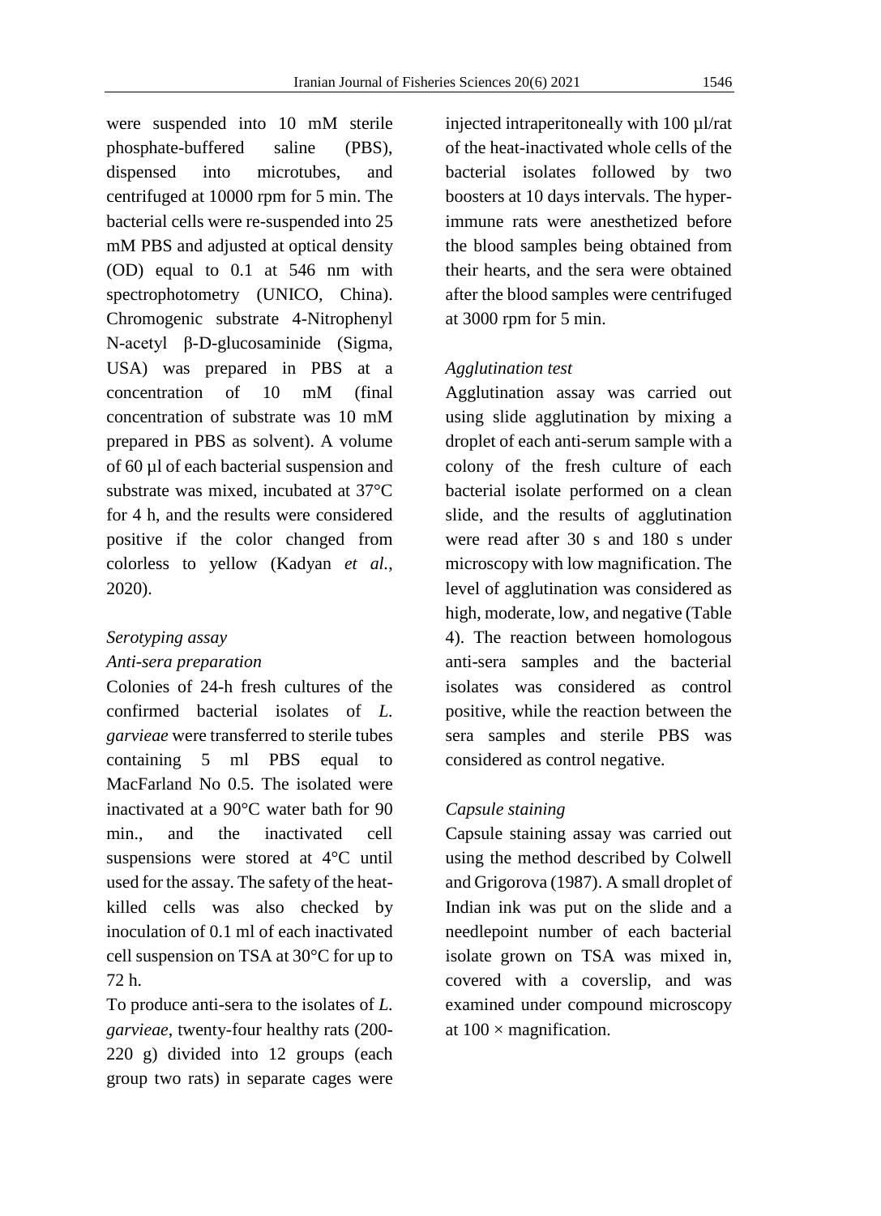were suspended into 10 mM sterile phosphate-buffered saline (PBS), dispensed into microtubes, and centrifuged at 10000 rpm for 5 min. The bacterial cells were re-suspended into 25 mM PBS and adjusted at optical density (OD) equal to 0.1 at 546 nm with spectrophotometry (UNICO, China). Chromogenic substrate 4-Nitrophenyl N-acetyl β-D-glucosaminide (Sigma, USA) was prepared in PBS at a concentration of 10 mM (final concentration of substrate was 10 mM prepared in PBS as solvent). A volume of 60 µl of each bacterial suspension and substrate was mixed, incubated at 37°C for 4 h, and the results were considered positive if the color changed from colorless to yellow (Kadyan *et al.*, 2020).

*Serotyping assay*

*Anti-sera preparation*

Colonies of 24-h fresh cultures of the confirmed bacterial isolates of *L. garvieae* were transferred to sterile tubes containing 5 ml PBS equal to MacFarland No 0.5. The isolated were inactivated at a 90°C water bath for 90 min., and the inactivated cell suspensions were stored at 4°C until used for the assay. The safety of the heat-killed cells was also checked by inoculation of 0.1 ml of each inactivated cell suspension on TSA at 30°C for up to 72 h.

To produce anti-sera to the isolates of *L. garvieae*, twenty-four healthy rats (200-220 g) divided into 12 groups (each group two rats) in separate cages were injected intraperitoneally with 100 µl/rat of the heat-inactivated whole cells of the bacterial isolates followed by two boosters at 10 days intervals. The hyper-immune rats were anesthetized before the blood samples being obtained from their hearts, and the sera were obtained after the blood samples were centrifuged at 3000 rpm for 5 min.

*Agglutination test*

Agglutination assay was carried out using slide agglutination by mixing a droplet of each anti-serum sample with a colony of the fresh culture of each bacterial isolate performed on a clean slide, and the results of agglutination were read after 30 s and 180 s under microscopy with low magnification. The level of agglutination was considered as high, moderate, low, and negative (Table 4). The reaction between homologous anti-sera samples and the bacterial isolates was considered as control positive, while the reaction between the sera samples and sterile PBS was considered as control negative.

*Capsule staining*

Capsule staining assay was carried out using the method described by Colwell and Grigorova (1987). A small droplet of Indian ink was put on the slide and a needlepoint number of each bacterial isolate grown on TSA was mixed in, covered with a coverslip, and was examined under compound microscopy at 100 × magnification.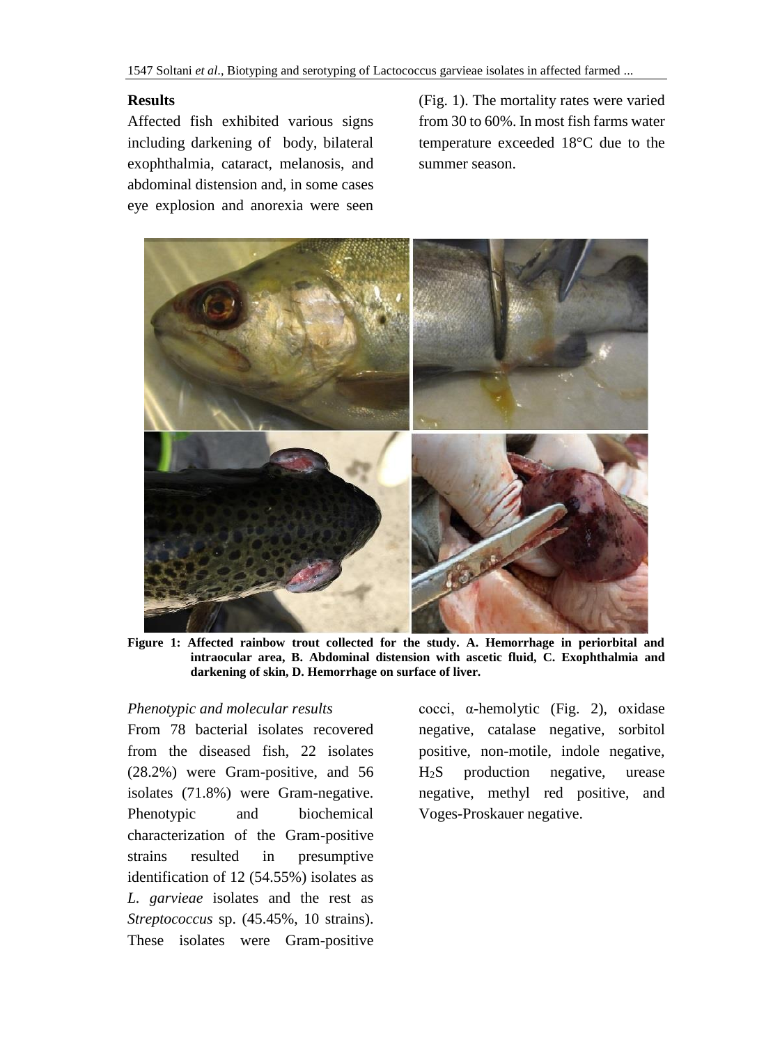## Results

Affected fish exhibited various signs including darkening of body, bilateral exophthalmia, cataract, melanosis, and abdominal distension and, in some cases eye explosion and anorexia were seen (Fig. 1). The mortality rates were varied from 30 to 60%. In most fish farms water temperature exceeded 18°C due to the summer season.

**Figure 1: Affected rainbow trout collected for the study. A. Hemorrhage in periorbital and intraocular area, B. Abdominal distension with ascetic fluid, C. Exophthalmia and darkening of skin, D. Hemorrhage on surface of liver.**

*Phenotypic and molecular results*

From 78 bacterial isolates recovered from the diseased fish, 22 isolates (28.2%) were Gram-positive, and 56 isolates (71.8%) were Gram-negative. Phenotypic and biochemical characterization of the Gram-positive strains resulted in presumptive identification of 12 (54.55%) isolates as *L. garvieae* isolates and the rest as *Streptococcus* sp. (45.45%, 10 strains). These isolates were Gram-positive cocci, α-hemolytic (Fig. 2), oxidase negative, catalase negative, sorbitol positive, non-motile, indole negative, $H_2S$ production negative, urease negative, methyl red positive, and Voges-Proskauer negative.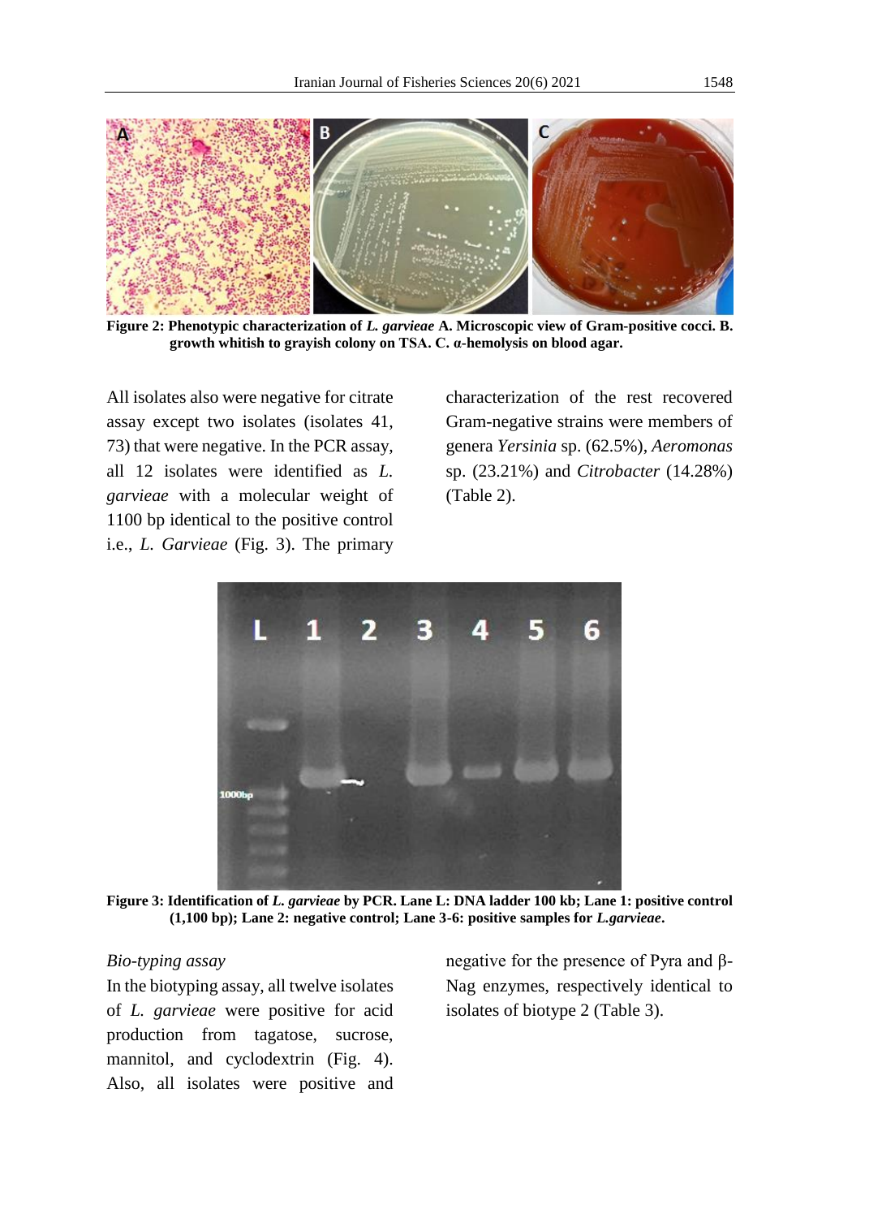Figure 2: Phenotypic characterization of *L. garvieae* A. Microscopic view of Gram-positive cocci. B. growth whitish to grayish colony on TSA. C. α-hemolysis on blood agar.

All isolates also were negative for citrate assay except two isolates (isolates 41, 73) that were negative. In the PCR assay, all 12 isolates were identified as *L. garvieae* with a molecular weight of 1100 bp identical to the positive control i.e., *L. Garvieae* (Fig. 3). The primary characterization of the rest recovered Gram-negative strains were members of genera *Yersinia* sp. (62.5%), *Aeromonas* sp. (23.21%) and *Citrobacter* (14.28%) (Table 2).

Figure 3: Identification of *L. garvieae* by PCR. Lane L: DNA ladder 100 kb; Lane 1: positive control (1,100 bp); Lane 2: negative control; Lane 3-6: positive samples for *L.garvieae*.

*Bio-typing assay*

In the biotyping assay, all twelve isolates of *L. garvieae* were positive for acid production from tagatose, sucrose, mannitol, and cyclodextrin (Fig. 4). Also, all isolates were positive and negative for the presence of Pyra and β-Nag enzymes, respectively identical to isolates of biotype 2 (Table 3).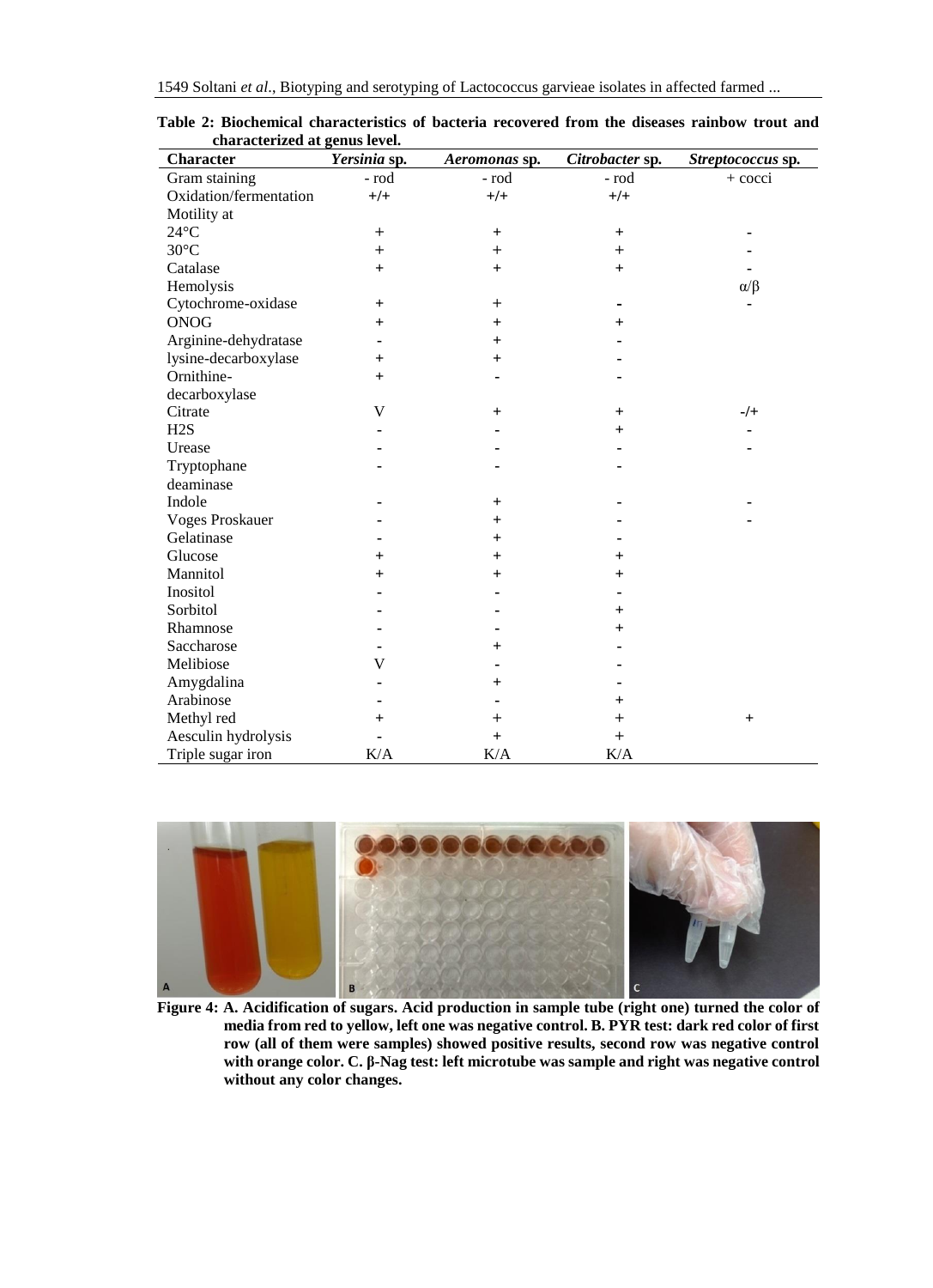**Table 2: Biochemical characteristics of bacteria recovered from the diseases rainbow trout and characterized at genus level.**

| Character | *Yersinia* sp. | *Aeromonas* sp. | *Citrobacter* sp. | *Streptococcus* sp. |
|---|---|---|---|---|
| Gram staining | - rod | - rod | - rod | + cocci |
| Oxidation/fermentation | +/+ | +/+ | +/+ | |
| Motility at | | | | |
| 24°C | + | + | + | - |
| 30°C | + | + | + | - |
| Catalase | + | + | + | - |
| Hemolysis | | | | α/β |
| Cytochrome-oxidase | + | + | - | - |
| ONOG | + | + | + | |
| Arginine-dehydratase | - | + | - | |
| lysine-decarboxylase | + | + | - | |
| Ornithine-decarboxylase | + | - | - | |
| Citrate | V | + | + | -/+ |
| H2S | - | - | + | - |
| Urease | - | - | - | - |
| Tryptophane deaminase | - | - | - | |
| Indole | - | + | - | - |
| Voges Proskauer | - | + | - | - |
| Gelatinase | - | + | - | |
| Glucose | + | + | + | |
| Mannitol | + | + | + | |
| Inositol | - | - | - | |
| Sorbitol | - | - | + | |
| Rhamnose | - | - | + | |
| Saccharose | - | + | - | |
| Melibiose | V | - | - | |
| Amygdalina | - | + | - | |
| Arabinose | - | - | + | |
| Methyl red | + | + | + | + |
| Aesculin hydrolysis | - | + | + | |
| Triple sugar iron | K/A | K/A | K/A | |

**Figure 4: A. Acidification of sugars. Acid production in sample tube (right one) turned the color of media from red to yellow, left one was negative control. B. PYR test: dark red color of first row (all of them were samples) showed positive results, second row was negative control with orange color. C. β-Nag test: left microtube was sample and right was negative control without any color changes.**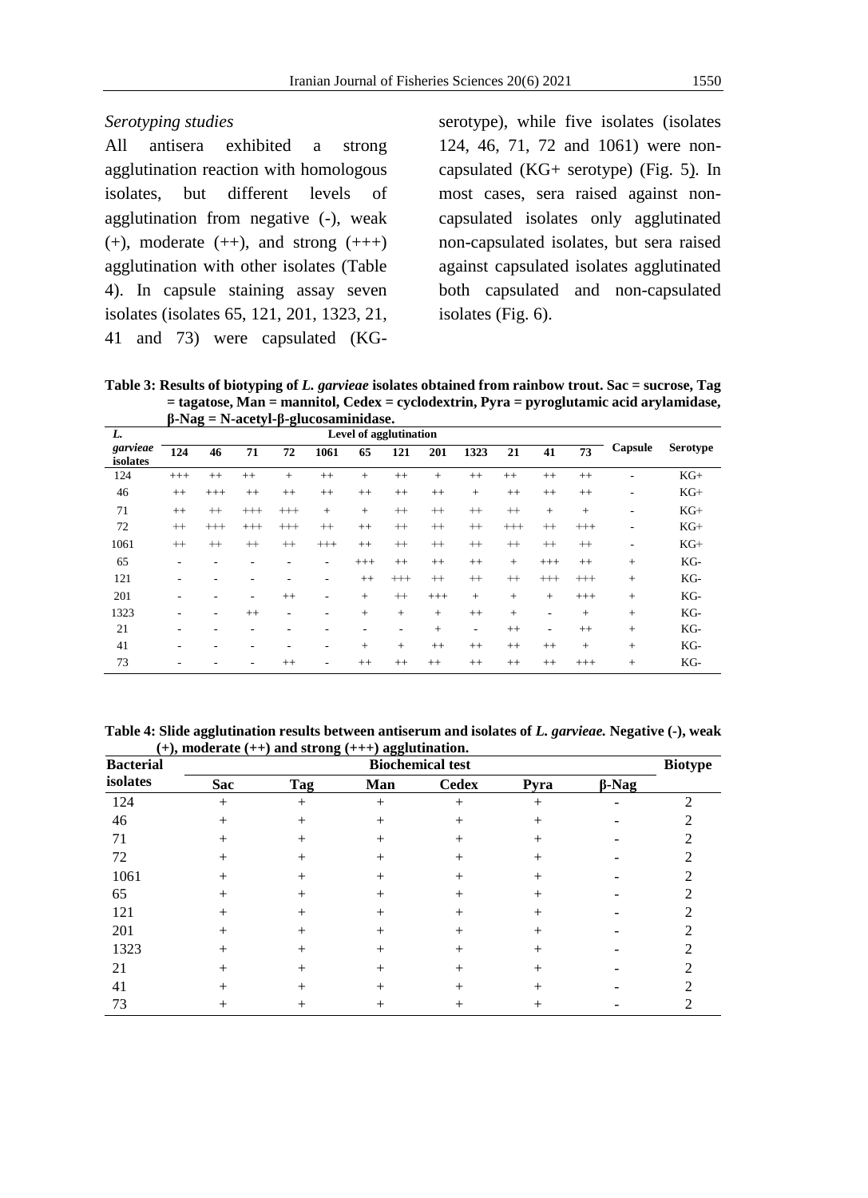*Serotyping studies*

All antisera exhibited a strong agglutination reaction with homologous isolates, but different levels of agglutination from negative (-), weak (+), moderate (++), and strong (+++) agglutination with other isolates (Table 4). In capsule staining assay seven isolates (isolates 65, 121, 201, 1323, 21, 41 and 73) were capsulated (KG- serotype), while five isolates (isolates 124, 46, 71, 72 and 1061) were non-capsulated (KG+ serotype) (Fig. 5). In most cases, sera raised against non-capsulated isolates only agglutinated non-capsulated isolates, but sera raised against capsulated isolates agglutinated both capsulated and non-capsulated isolates (Fig. 6).

**Table 3: Results of biotyping of *L. garvieae* isolates obtained from rainbow trout. Sac = sucrose, Tag = tagatose, Man = mannitol, Cedex = cyclodextrin, Pyra = pyroglutamic acid arylamidase, β-Nag = N-acetyl-β-glucosaminidase.**

| *L. garvieae* isolates | Level of agglutination | | | | | | | | | | | | Capsule | Serotype |
|---|---|---|---|---|---|---|---|---|---|---|---|---|---|---|
| | 124 | 46 | 71 | 72 | 1061 | 65 | 121 | 201 | 1323 | 21 | 41 | 73 | | |
| 124 | +++ | ++ | ++ | + | ++ | + | ++ | + | ++ | ++ | ++ | ++ | - | KG+ |
| 46 | ++ | +++ | ++ | ++ | ++ | ++ | ++ | ++ | + | ++ | ++ | ++ | - | KG+ |
| 71 | ++ | ++ | +++ | +++ | + | + | ++ | ++ | ++ | ++ | + | + | - | KG+ |
| 72 | ++ | +++ | +++ | +++ | ++ | ++ | ++ | ++ | ++ | +++ | ++ | +++ | - | KG+ |
| 1061 | ++ | ++ | ++ | ++ | +++ | ++ | ++ | ++ | ++ | ++ | ++ | ++ | - | KG+ |
| 65 | - | - | - | - | - | +++ | ++ | ++ | ++ | + | +++ | ++ | + | KG- |
| 121 | - | - | - | - | - | ++ | +++ | ++ | ++ | ++ | +++ | +++ | + | KG- |
| 201 | - | - | - | ++ | - | + | ++ | +++ | + | + | + | +++ | + | KG- |
| 1323 | - | - | ++ | - | - | + | + | + | ++ | + | - | + | + | KG- |
| 21 | - | - | - | - | - | - | - | + | - | ++ | - | ++ | + | KG- |
| 41 | - | - | - | - | - | + | + | ++ | ++ | ++ | ++ | + | + | KG- |
| 73 | - | - | - | ++ | - | ++ | ++ | ++ | ++ | ++ | ++ | +++ | + | KG- |

**Table 4: Slide agglutination results between antiserum and isolates of *L. garvieae.* Negative (-), weak (+), moderate (++) and strong (+++) agglutination.**

| Bacterial isolates | Biochemical test | | | | | | Biotype |
|---|---|---|---|---|---|---|---|
| | Sac | Tag | Man | Cedex | Pyra | β-Nag | |
| 124 | + | + | + | + | + | - | 2 |
| 46 | + | + | + | + | + | - | 2 |
| 71 | + | + | + | + | + | - | 2 |
| 72 | + | + | + | + | + | - | 2 |
| 1061 | + | + | + | + | + | - | 2 |
| 65 | + | + | + | + | + | - | 2 |
| 121 | + | + | + | + | + | - | 2 |
| 201 | + | + | + | + | + | - | 2 |
| 1323 | + | + | + | + | + | - | 2 |
| 21 | + | + | + | + | + | - | 2 |
| 41 | + | + | + | + | + | - | 2 |
| 73 | + | + | + | + | + | - | 2 |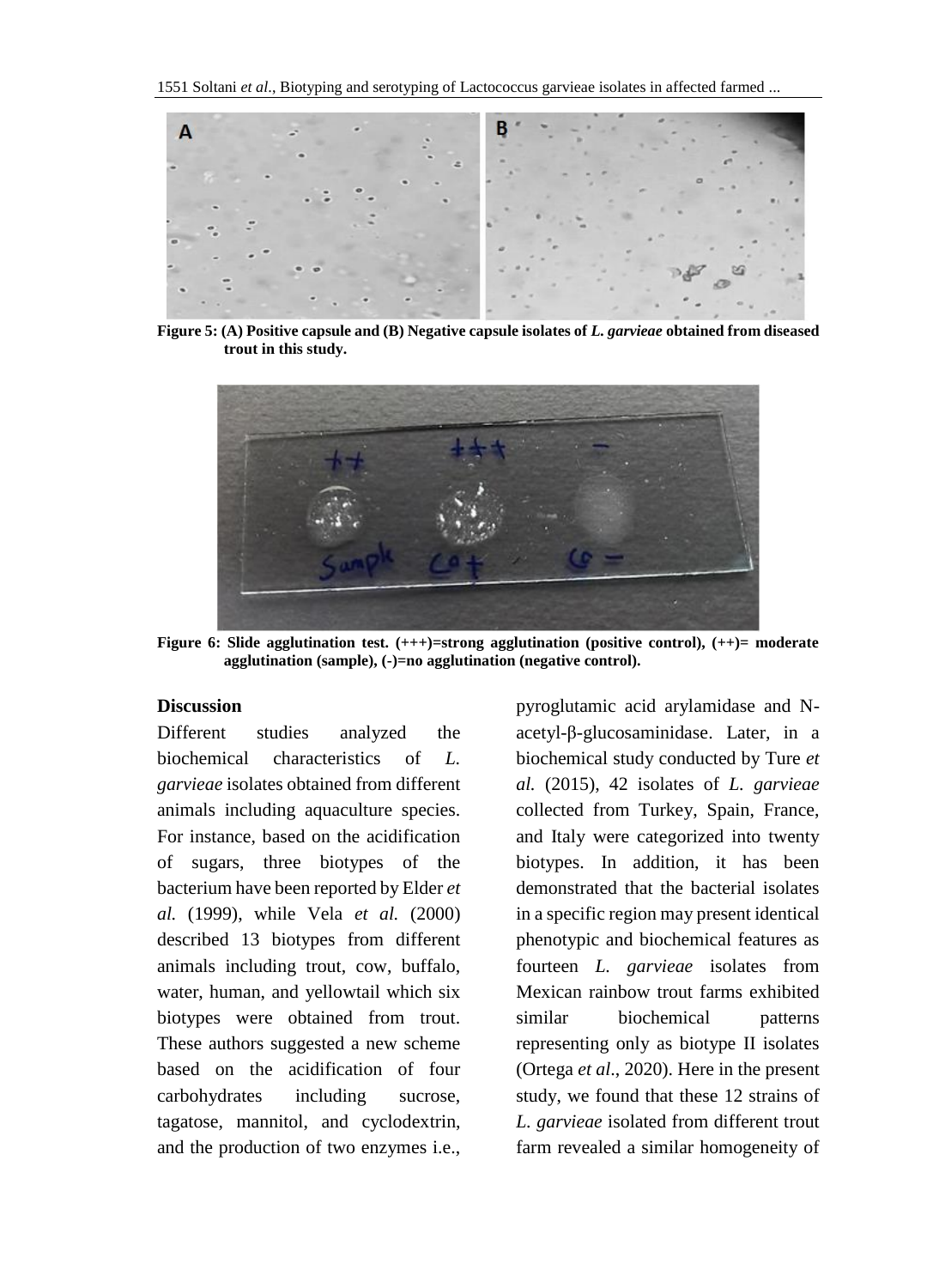**Figure 5: (A) Positive capsule and (B) Negative capsule isolates of *L. garvieae* obtained from diseased trout in this study.**

**Figure 6: Slide agglutination test. (+++)=strong agglutination (positive control), (++)= moderate agglutination (sample), (-)=no agglutination (negative control).**

## Discussion

Different studies analyzed the biochemical characteristics of *L. garvieae* isolates obtained from different animals including aquaculture species. For instance, based on the acidification of sugars, three biotypes of the bacterium have been reported by Elder *et al.* (1999), while Vela *et al.* (2000) described 13 biotypes from different animals including trout, cow, buffalo, water, human, and yellowtail which six biotypes were obtained from trout. These authors suggested a new scheme based on the acidification of four carbohydrates including sucrose, tagatose, mannitol, and cyclodextrin, and the production of two enzymes i.e., pyroglutamic acid arylamidase and N-acetyl-β-glucosaminidase. Later, in a biochemical study conducted by Ture *et al.* (2015), 42 isolates of *L. garvieae* collected from Turkey, Spain, France, and Italy were categorized into twenty biotypes. In addition, it has been demonstrated that the bacterial isolates in a specific region may present identical phenotypic and biochemical features as fourteen *L. garvieae* isolates from Mexican rainbow trout farms exhibited similar biochemical patterns representing only as biotype II isolates (Ortega *et al*., 2020). Here in the present study, we found that these 12 strains of *L. garvieae* isolated from different trout farm revealed a similar homogeneity of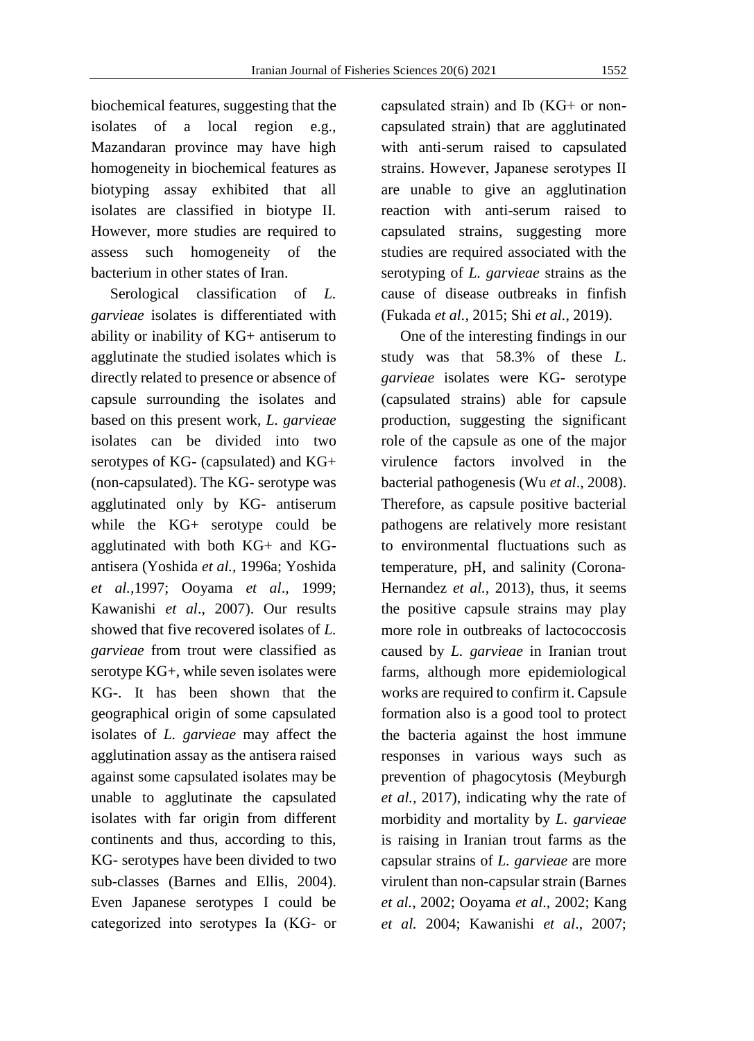biochemical features, suggesting that the isolates of a local region e.g., Mazandaran province may have high homogeneity in biochemical features as biotyping assay exhibited that all isolates are classified in biotype II. However, more studies are required to assess such homogeneity of the bacterium in other states of Iran.

Serological classification of *L. garvieae* isolates is differentiated with ability or inability of KG+ antiserum to agglutinate the studied isolates which is directly related to presence or absence of capsule surrounding the isolates and based on this present work, *L. garvieae* isolates can be divided into two serotypes of KG- (capsulated) and KG+ (non-capsulated). The KG- serotype was agglutinated only by KG- antiserum while the KG+ serotype could be agglutinated with both KG+ and KG- antisera (Yoshida *et al.,* 1996a; Yoshida *et al.,*1997; Ooyama *et al*., 1999; Kawanishi *et al*., 2007). Our results showed that five recovered isolates of *L. garvieae* from trout were classified as serotype KG+, while seven isolates were KG-. It has been shown that the geographical origin of some capsulated isolates of *L. garvieae* may affect the agglutination assay as the antisera raised against some capsulated isolates may be unable to agglutinate the capsulated isolates with far origin from different continents and thus, according to this, KG- serotypes have been divided to two sub-classes (Barnes and Ellis, 2004). Even Japanese serotypes I could be categorized into serotypes Ia (KG- or capsulated strain) and Ib (KG+ or non-capsulated strain) that are agglutinated with anti-serum raised to capsulated strains. However, Japanese serotypes II are unable to give an agglutination reaction with anti-serum raised to capsulated strains, suggesting more studies are required associated with the serotyping of *L. garvieae* strains as the cause of disease outbreaks in finfish (Fukada *et al.,* 2015; Shi *et al.,* 2019).

One of the interesting findings in our study was that 58.3% of these *L. garvieae* isolates were KG- serotype (capsulated strains) able for capsule production, suggesting the significant role of the capsule as one of the major virulence factors involved in the bacterial pathogenesis (Wu *et al*., 2008). Therefore, as capsule positive bacterial pathogens are relatively more resistant to environmental fluctuations such as temperature, pH, and salinity (Corona-Hernandez *et al.,* 2013), thus, it seems the positive capsule strains may play more role in outbreaks of lactococcosis caused by *L. garvieae* in Iranian trout farms, although more epidemiological works are required to confirm it. Capsule formation also is a good tool to protect the bacteria against the host immune responses in various ways such as prevention of phagocytosis (Meyburgh *et al.,* 2017), indicating why the rate of morbidity and mortality by *L. garvieae* is raising in Iranian trout farms as the capsular strains of *L. garvieae* are more virulent than non-capsular strain (Barnes *et al.*, 2002; Ooyama *et al*., 2002; Kang *et al.* 2004; Kawanishi *et al*., 2007;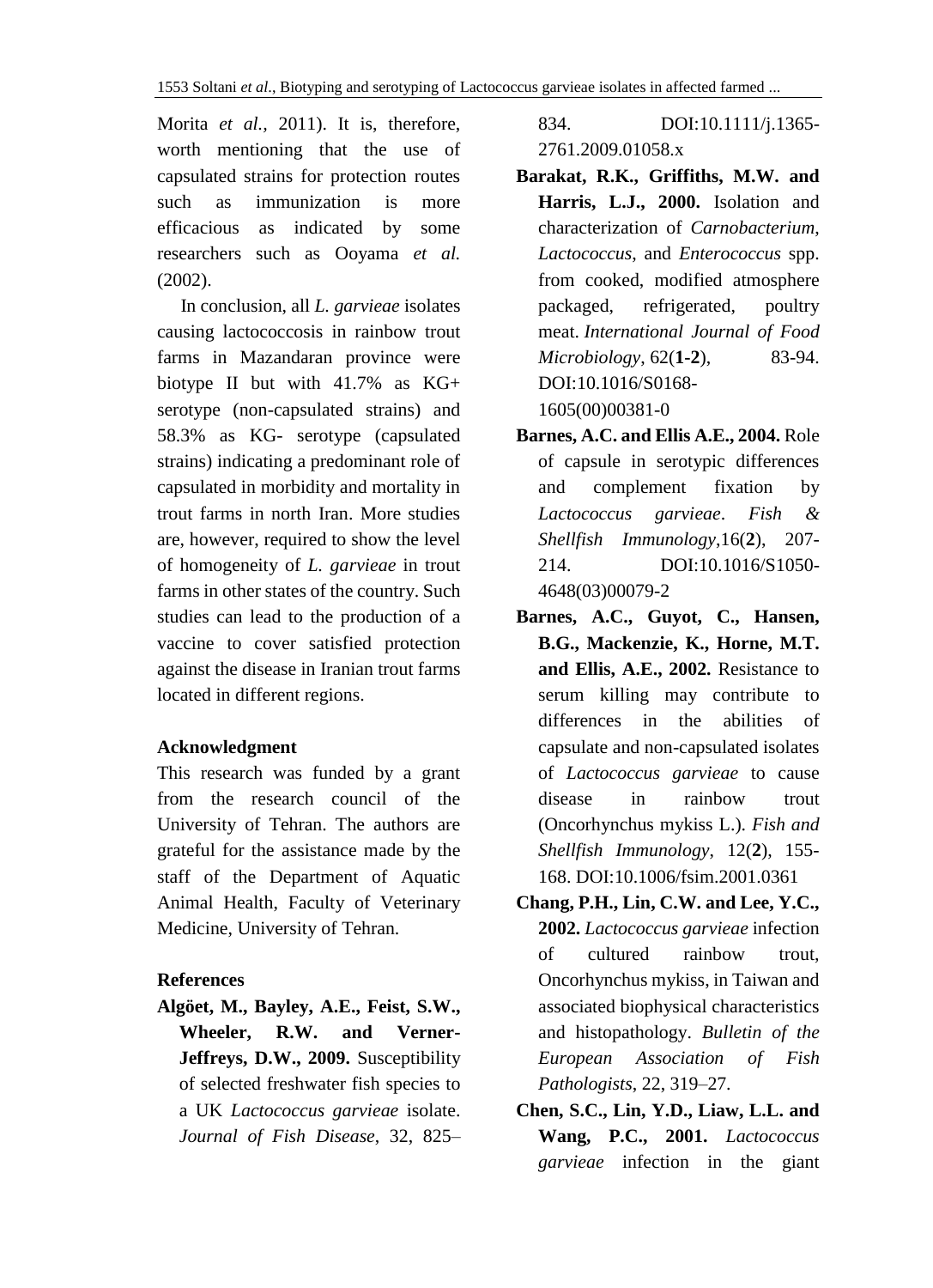Morita *et al.,* 2011). It is, therefore, worth mentioning that the use of capsulated strains for protection routes such as immunization is more efficacious as indicated by some researchers such as Ooyama *et al.* (2002).

In conclusion, all *L. garvieae* isolates causing lactococcosis in rainbow trout farms in Mazandaran province were biotype II but with 41.7% as KG+ serotype (non-capsulated strains) and 58.3% as KG- serotype (capsulated strains) indicating a predominant role of capsulated in morbidity and mortality in trout farms in north Iran. More studies are, however, required to show the level of homogeneity of *L. garvieae* in trout farms in other states of the country. Such studies can lead to the production of a vaccine to cover satisfied protection against the disease in Iranian trout farms located in different regions.

## Acknowledgment

This research was funded by a grant from the research council of the University of Tehran. The authors are grateful for the assistance made by the staff of the Department of Aquatic Animal Health, Faculty of Veterinary Medicine, University of Tehran.

## References

**Algöet, M., Bayley, A.E., Feist, S.W., Wheeler, R.W. and Verner-Jeffreys, D.W., 2009.** Susceptibility of selected freshwater fish species to a UK *Lactococcus garvieae* isolate. *Journal of Fish Disease*, 32, 825–834. DOI:10.1111/j.1365-2761.2009.01058.x

**Barakat, R.K., Griffiths, M.W. and Harris, L.J., 2000.** Isolation and characterization of *Carnobacterium*, *Lactococcus*, and *Enterococcus* spp. from cooked, modified atmosphere packaged, refrigerated, poultry meat. *International Journal of Food Microbiology*, 62(**1-2**), 83-94. DOI:10.1016/S0168-1605(00)00381-0

**Barnes, A.C. and Ellis A.E., 2004.** Role of capsule in serotypic differences and complement fixation by *Lactococcus garvieae*. *Fish & Shellfish Immunology*,16(**2**), 207-214. DOI:10.1016/S1050-4648(03)00079-2

**Barnes, A.C., Guyot, C., Hansen, B.G., Mackenzie, K., Horne, M.T. and Ellis, A.E., 2002.** Resistance to serum killing may contribute to differences in the abilities of capsulate and non-capsulated isolates of *Lactococcus garvieae* to cause disease in rainbow trout (Oncorhynchus mykiss L.). *Fish and Shellfish Immunology*, 12(**2**), 155-168. DOI:10.1006/fsim.2001.0361

**Chang, P.H., Lin, C.W. and Lee, Y.C., 2002.** *Lactococcus garvieae* infection of cultured rainbow trout, Oncorhynchus mykiss, in Taiwan and associated biophysical characteristics and histopathology. *Bulletin of the European Association of Fish Pathologists*, 22, 319–27.

**Chen, S.C., Lin, Y.D., Liaw, L.L. and Wang, P.C., 2001.** *Lactococcus garvieae* infection in the giant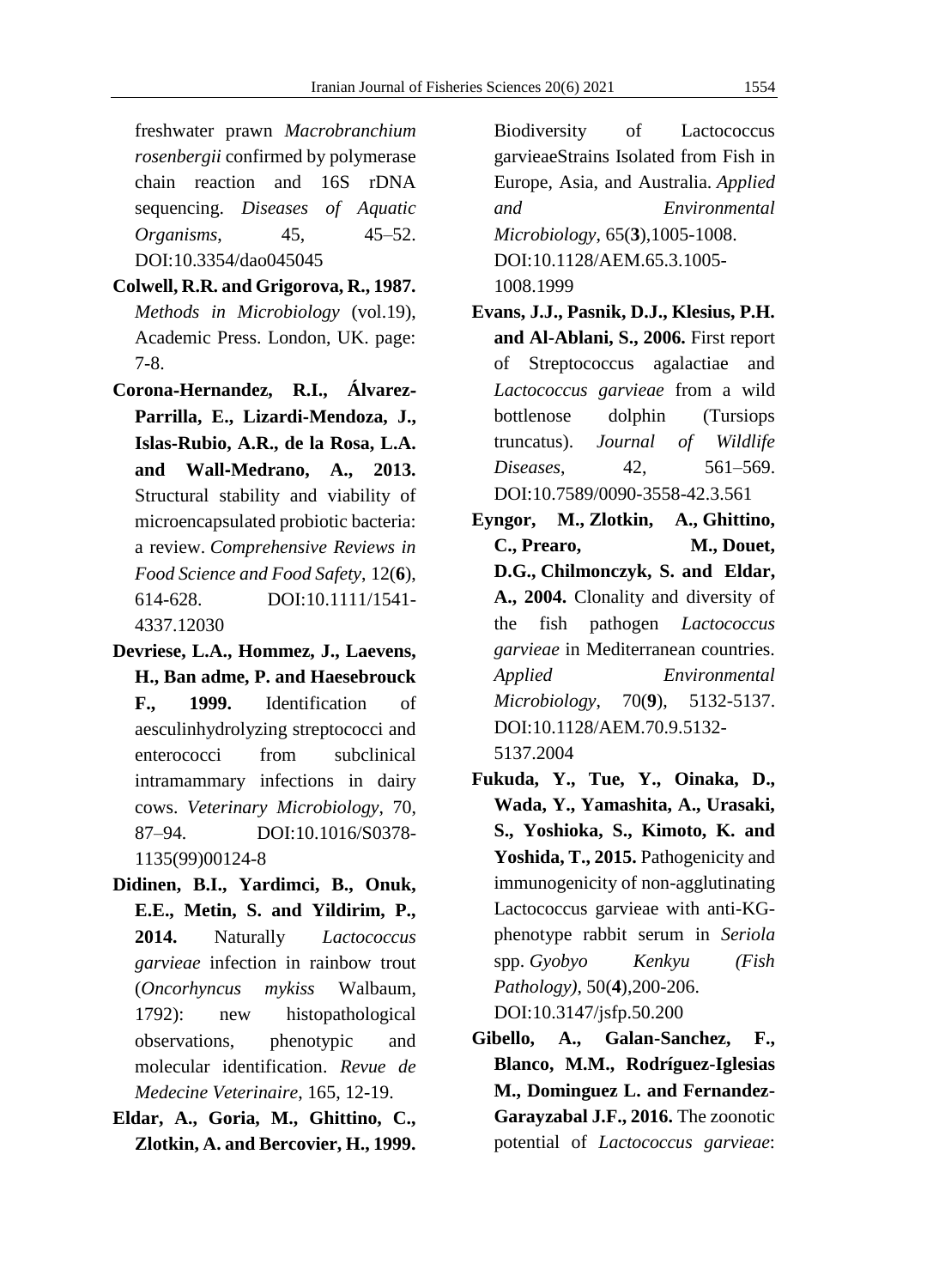freshwater prawn *Macrobranchium rosenbergii* confirmed by polymerase chain reaction and 16S rDNA sequencing. *Diseases of Aquatic Organisms*, 45, 45–52. DOI:10.3354/dao045045

**Colwell, R.R. and Grigorova, R., 1987.** *Methods in Microbiology* (vol.19), Academic Press. London, UK. page: 7-8.

**Corona-Hernandez, R.I., Álvarez-Parrilla, E., Lizardi-Mendoza, J., Islas-Rubio, A.R., de la Rosa, L.A. and Wall-Medrano, A., 2013.** Structural stability and viability of microencapsulated probiotic bacteria: a review. *Comprehensive Reviews in Food Science and Food Safety*, 12(**6**), 614-628. DOI:10.1111/1541-4337.12030

**Devriese, L.A., Hommez, J., Laevens, H., Ban adme, P. and Haesebrouck F., 1999.** Identification of aesculinhydrolyzing streptococci and enterococci from subclinical intramammary infections in dairy cows. *Veterinary Microbiology*, 70, 87–94. DOI:10.1016/S0378-1135(99)00124-8

**Didinen, B.I., Yardimci, B., Onuk, E.E., Metin, S. and Yildirim, P., 2014.** Naturally *Lactococcus garvieae* infection in rainbow trout (*Oncorhyncus mykiss* Walbaum, 1792): new histopathological observations, phenotypic and molecular identification. *Revue de Medecine Veterinaire*, 165, 12-19.

**Eldar, A., Goria, M., Ghittino, C., Zlotkin, A. and Bercovier, H., 1999.** Biodiversity of Lactococcus garvieaeStrains Isolated from Fish in Europe, Asia, and Australia. *Applied and Environmental Microbiology*, 65(**3**),1005-1008. DOI:10.1128/AEM.65.3.1005-1008.1999

**Evans, J.J., Pasnik, D.J., Klesius, P.H. and Al-Ablani, S., 2006.** First report of Streptococcus agalactiae and *Lactococcus garvieae* from a wild bottlenose dolphin (Tursiops truncatus). *Journal of Wildlife Diseases*, 42, 561–569. DOI:10.7589/0090-3558-42.3.561

**Eyngor, M., Zlotkin, A., Ghittino, C., Prearo, M., Douet, D.G., Chilmonczyk, S. and Eldar, A., 2004.** Clonality and diversity of the fish pathogen *Lactococcus garvieae* in Mediterranean countries. *Applied Environmental Microbiology*, 70(**9**), 5132-5137. DOI:10.1128/AEM.70.9.5132-5137.2004

**Fukuda, Y., Tue, Y., Oinaka, D., Wada, Y., Yamashita, A., Urasaki, S., Yoshioka, S., Kimoto, K. and Yoshida, T., 2015.** Pathogenicity and immunogenicity of non-agglutinating Lactococcus garvieae with anti-KG-phenotype rabbit serum in *Seriola* spp. *Gyobyo Kenkyu (Fish Pathology)*, 50(**4**),200-206. DOI:10.3147/jsfp.50.200

**Gibello, A., Galan-Sanchez, F., Blanco, M.M., Rodríguez-Iglesias M., Dominguez L. and Fernandez-Garayzabal J.F., 2016.** The zoonotic potential of *Lactococcus garvieae*: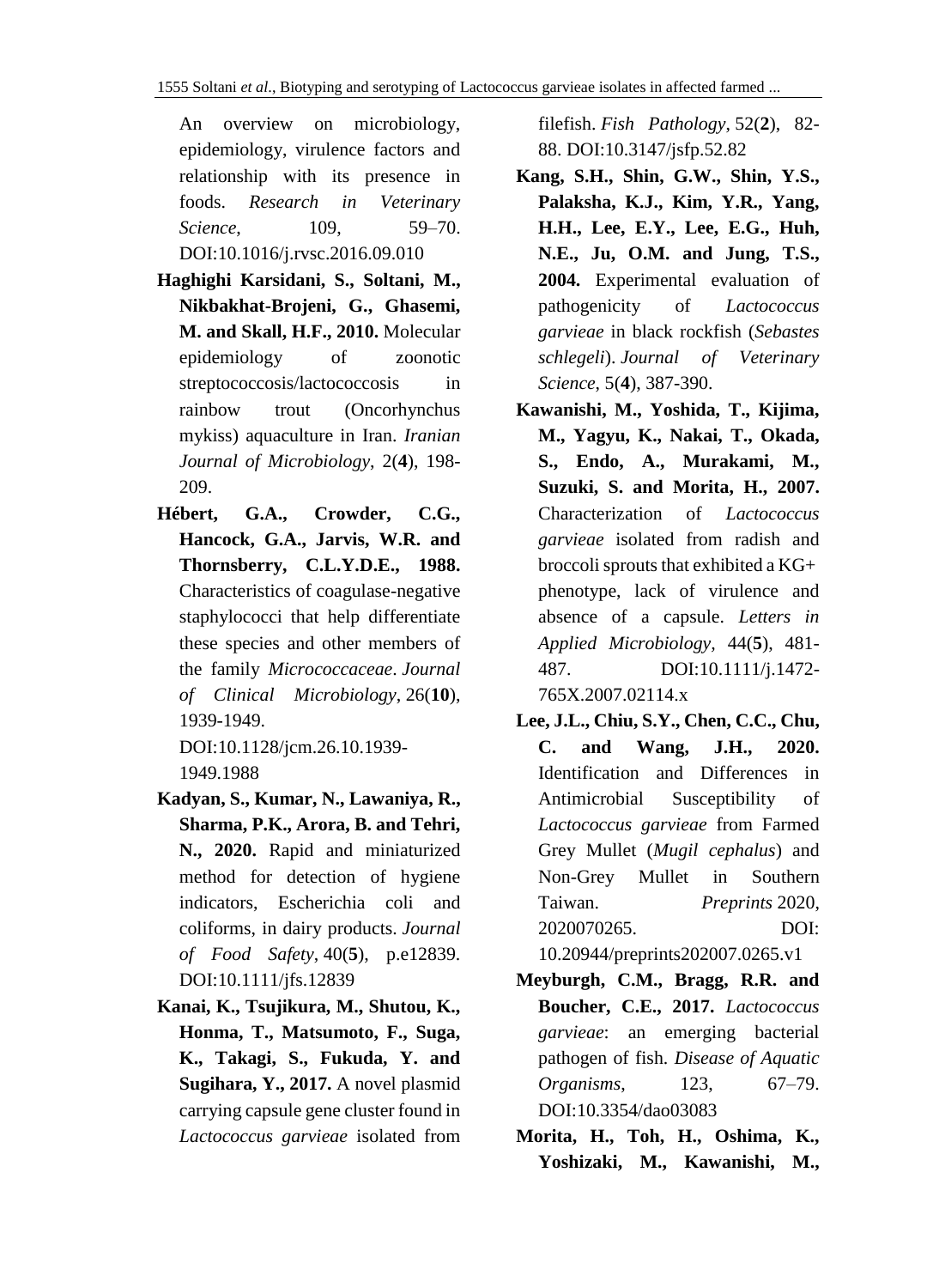An overview on microbiology, epidemiology, virulence factors and relationship with its presence in foods. *Research in Veterinary Science*, 109, 59–70. DOI:10.1016/j.rvsc.2016.09.010

**Haghighi Karsidani, S., Soltani, M., Nikbakhat-Brojeni, G., Ghasemi, M. and Skall, H.F., 2010.** Molecular epidemiology of zoonotic streptococcosis/lactococcosis in rainbow trout (Oncorhynchus mykiss) aquaculture in Iran. *Iranian Journal of Microbiology*, 2(**4**), 198-209.

**Hébert, G.A., Crowder, C.G., Hancock, G.A., Jarvis, W.R. and Thornsberry, C.L.Y.D.E., 1988.** Characteristics of coagulase-negative staphylococci that help differentiate these species and other members of the family *Micrococcaceae*. *Journal of Clinical Microbiology*, 26(**10**), 1939-1949. DOI:10.1128/jcm.26.10.1939-1949.1988

**Kadyan, S., Kumar, N., Lawaniya, R., Sharma, P.K., Arora, B. and Tehri, N., 2020.** Rapid and miniaturized method for detection of hygiene indicators, Escherichia coli and coliforms, in dairy products. *Journal of Food Safety*, 40(**5**), p.e12839. DOI:10.1111/jfs.12839

**Kanai, K., Tsujikura, M., Shutou, K., Honma, T., Matsumoto, F., Suga, K., Takagi, S., Fukuda, Y. and Sugihara, Y., 2017.** A novel plasmid carrying capsule gene cluster found in *Lactococcus garvieae* isolated from filefish. *Fish Pathology*, 52(**2**), 82-88. DOI:10.3147/jsfp.52.82

**Kang, S.H., Shin, G.W., Shin, Y.S., Palaksha, K.J., Kim, Y.R., Yang, H.H., Lee, E.Y., Lee, E.G., Huh, N.E., Ju, O.M. and Jung, T.S., 2004.** Experimental evaluation of pathogenicity of *Lactococcus garvieae* in black rockfish (*Sebastes schlegeli*). *Journal of Veterinary Science*, 5(**4**), 387-390.

**Kawanishi, M., Yoshida, T., Kijima, M., Yagyu, K., Nakai, T., Okada, S., Endo, A., Murakami, M., Suzuki, S. and Morita, H., 2007.** Characterization of *Lactococcus garvieae* isolated from radish and broccoli sprouts that exhibited a KG+ phenotype, lack of virulence and absence of a capsule. *Letters in Applied Microbiology*, 44(**5**), 481-487. DOI:10.1111/j.1472-765X.2007.02114.x

**Lee, J.L., Chiu, S.Y., Chen, C.C., Chu, C. and Wang, J.H., 2020.** Identification and Differences in Antimicrobial Susceptibility of *Lactococcus garvieae* from Farmed Grey Mullet (*Mugil cephalus*) and Non-Grey Mullet in Southern Taiwan. *Preprints* 2020, 2020070265. DOI: 10.20944/preprints202007.0265.v1

**Meyburgh, C.M., Bragg, R.R. and Boucher, C.E., 2017.** *Lactococcus garvieae*: an emerging bacterial pathogen of fish. *Disease of Aquatic Organisms*, 123, 67–79. DOI:10.3354/dao03083

**Morita, H., Toh, H., Oshima, K., Yoshizaki, M., Kawanishi, M.,**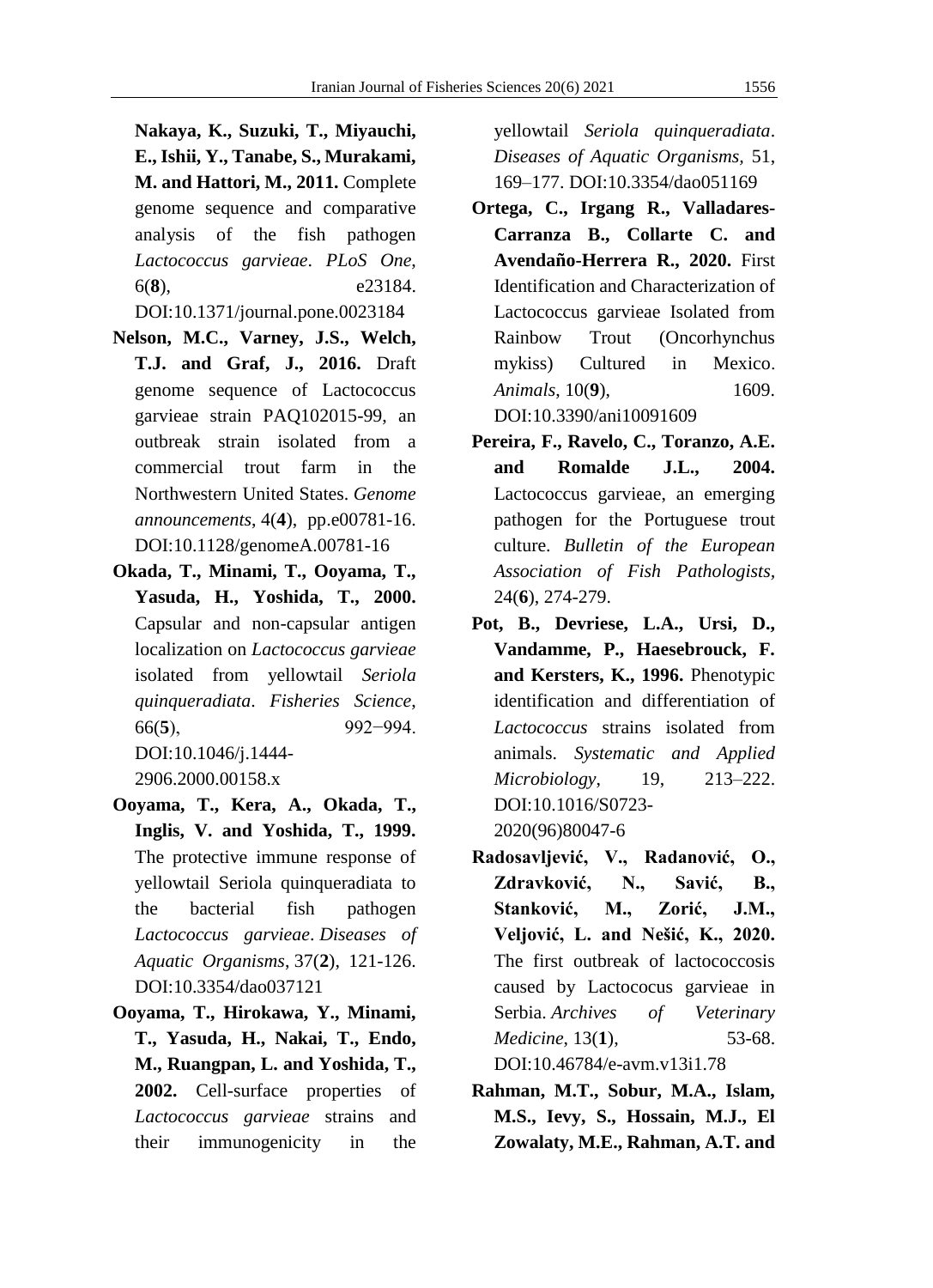**Nakaya, K., Suzuki, T., Miyauchi, E., Ishii, Y., Tanabe, S., Murakami, M. and Hattori, M., 2011.** Complete genome sequence and comparative analysis of the fish pathogen *Lactococcus garvieae*. *PLoS One*, 6(**8**), e23184. DOI:10.1371/journal.pone.0023184

**Nelson, M.C., Varney, J.S., Welch, T.J. and Graf, J., 2016.** Draft genome sequence of Lactococcus garvieae strain PAQ102015-99, an outbreak strain isolated from a commercial trout farm in the Northwestern United States. *Genome announcements*, 4(**4**), pp.e00781-16. DOI:10.1128/genomeA.00781-16

**Okada, T., Minami, T., Ooyama, T., Yasuda, H., Yoshida, T., 2000.** Capsular and non-capsular antigen localization on *Lactococcus garvieae* isolated from yellowtail *Seriola quinqueradiata*. *Fisheries Science*, 66(**5**), 992−994. DOI:10.1046/j.1444-2906.2000.00158.x

**Ooyama, T., Kera, A., Okada, T., Inglis, V. and Yoshida, T., 1999.** The protective immune response of yellowtail Seriola quinqueradiata to the bacterial fish pathogen *Lactococcus garvieae*. *Diseases of Aquatic Organisms*, 37(**2**), 121-126. DOI:10.3354/dao037121

**Ooyama, T., Hirokawa, Y., Minami, T., Yasuda, H., Nakai, T., Endo, M., Ruangpan, L. and Yoshida, T., 2002.** Cell-surface properties of *Lactococcus garvieae* strains and their immunogenicity in the yellowtail *Seriola quinqueradiata*. *Diseases of Aquatic Organisms*, 51, 169–177. DOI:10.3354/dao051169

**Ortega, C., Irgang R., Valladares-Carranza B., Collarte C. and Avendaño-Herrera R., 2020.** First Identification and Characterization of Lactococcus garvieae Isolated from Rainbow Trout (Oncorhynchus mykiss) Cultured in Mexico. *Animals*, 10(**9**), 1609. DOI:10.3390/ani10091609

**Pereira, F., Ravelo, C., Toranzo, A.E. and Romalde J.L., 2004.** Lactococcus garvieae, an emerging pathogen for the Portuguese trout culture. *Bulletin of the European Association of Fish Pathologists*, 24(**6**), 274-279.

**Pot, B., Devriese, L.A., Ursi, D., Vandamme, P., Haesebrouck, F. and Kersters, K., 1996.** Phenotypic identification and differentiation of *Lactococcus* strains isolated from animals. *Systematic and Applied Microbiology*, 19, 213–222. DOI:10.1016/S0723-2020(96)80047-6

**Radosavljević, V., Radanović, O., Zdravković, N., Savić, B., Stanković, M., Zorić, J.M., Veljović, L. and Nešić, K., 2020.** The first outbreak of lactococcosis caused by Lactococus garvieae in Serbia. *Archives of Veterinary Medicine*, 13(**1**), 53-68. DOI:10.46784/e-avm.v13i1.78

**Rahman, M.T., Sobur, M.A., Islam, M.S., Ievy, S., Hossain, M.J., El Zowalaty, M.E., Rahman, A.T. and**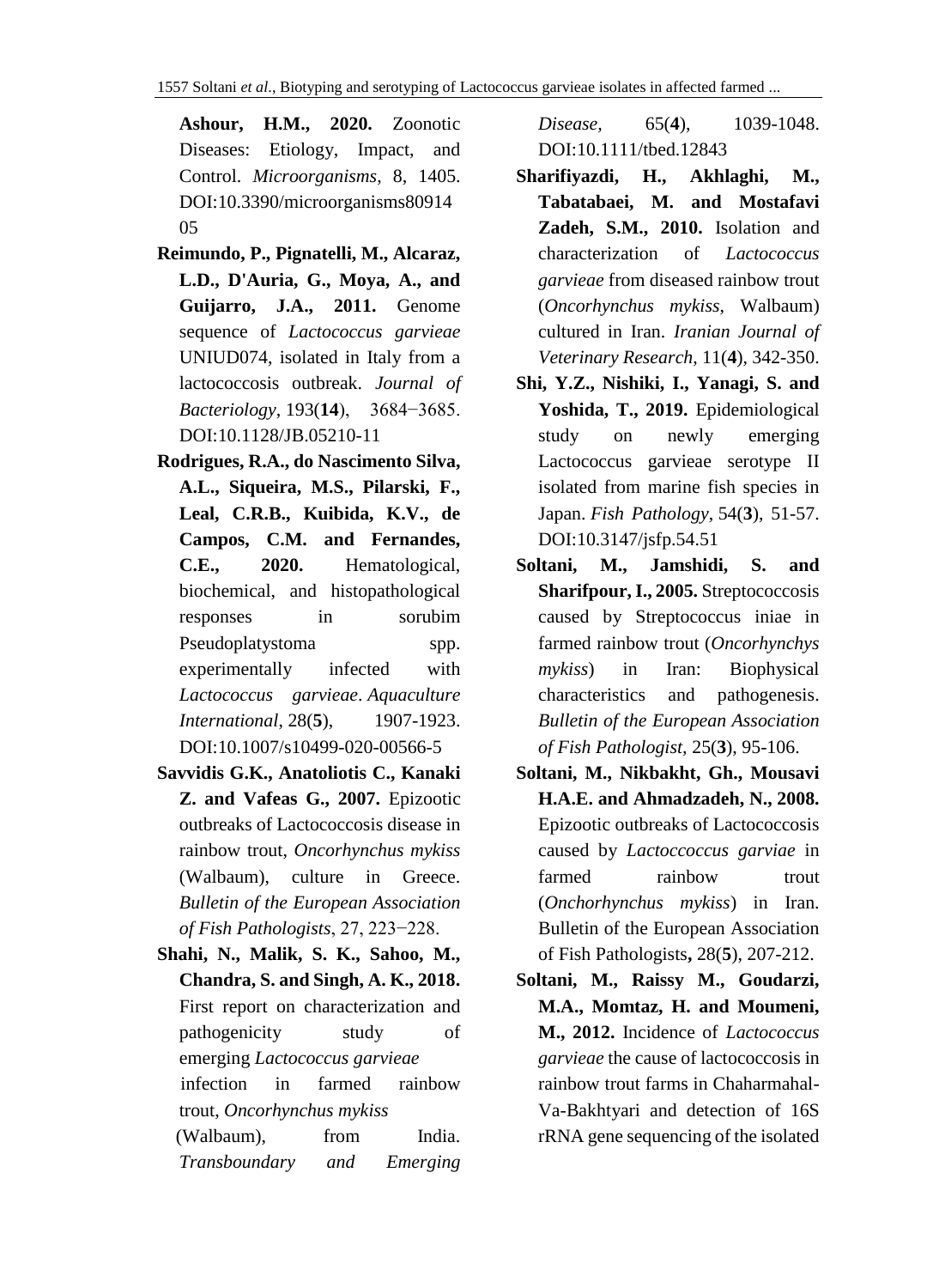**Ashour, H.M., 2020.** Zoonotic Diseases: Etiology, Impact, and Control. *Microorganisms*, 8, 1405. DOI:10.3390/microorganisms8091405

**Reimundo, P., Pignatelli, M., Alcaraz, L.D., D'Auria, G., Moya, A., and Guijarro, J.A., 2011.** Genome sequence of *Lactococcus garvieae* UNIUD074, isolated in Italy from a lactococcosis outbreak. *Journal of Bacteriology*, 193(**14**), 3684−3685. DOI:10.1128/JB.05210-11

**Rodrigues, R.A., do Nascimento Silva, A.L., Siqueira, M.S., Pilarski, F., Leal, C.R.B., Kuibida, K.V., de Campos, C.M. and Fernandes, C.E., 2020.** Hematological, biochemical, and histopathological responses in sorubim Pseudoplatystoma spp. experimentally infected with *Lactococcus garvieae*. *Aquaculture International*, 28(**5**), 1907-1923. DOI:10.1007/s10499-020-00566-5

**Savvidis G.K., Anatoliotis C., Kanaki Z. and Vafeas G., 2007.** Epizootic outbreaks of Lactococcosis disease in rainbow trout, *Oncorhynchus mykiss* (Walbaum), culture in Greece. *Bulletin of the European Association of Fish Pathologists*, 27, 223−228.

**Shahi, N., Malik, S. K., Sahoo, M., Chandra, S. and Singh, A. K., 2018.** First report on characterization and pathogenicity study of emerging *Lactococcus garvieae* infection in farmed rainbow trout, *Oncorhynchus mykiss* (Walbaum), from India. *Transboundary and Emerging Disease*, 65(**4**), 1039-1048. DOI:10.1111/tbed.12843

**Sharifiyazdi, H., Akhlaghi, M., Tabatabaei, M. and Mostafavi Zadeh, S.M., 2010.** Isolation and characterization of *Lactococcus garvieae* from diseased rainbow trout (*Oncorhynchus mykiss*, Walbaum) cultured in Iran. *Iranian Journal of Veterinary Research*, 11(**4**), 342-350.

**Shi, Y.Z., Nishiki, I., Yanagi, S. and Yoshida, T., 2019.** Epidemiological study on newly emerging Lactococcus garvieae serotype II isolated from marine fish species in Japan. *Fish Pathology*, 54(**3**), 51-57. DOI:10.3147/jsfp.54.51

**Soltani, M., Jamshidi, S. and Sharifpour, I., 2005.** Streptococcosis caused by Streptococcus iniae in farmed rainbow trout (*Oncorhynchys mykiss*) in Iran: Biophysical characteristics and pathogenesis. *Bulletin of the European Association of Fish Pathologist*, 25(**3**), 95-106.

**Soltani, M., Nikbakht, Gh., Mousavi H.A.E. and Ahmadzadeh, N., 2008.** Epizootic outbreaks of Lactococcosis caused by *Lactoccoccus garviae* in farmed rainbow trout (*Onchorhynchus mykiss*) in Iran. Bulletin of the European Association of Fish Pathologists**,** 28(**5**), 207-212.

**Soltani, M., Raissy M., Goudarzi, M.A., Momtaz, H. and Moumeni, M., 2012.** Incidence of *Lactococcus garvieae* the cause of lactococcosis in rainbow trout farms in Chaharmahal-Va-Bakhtyari and detection of 16S rRNA gene sequencing of the isolated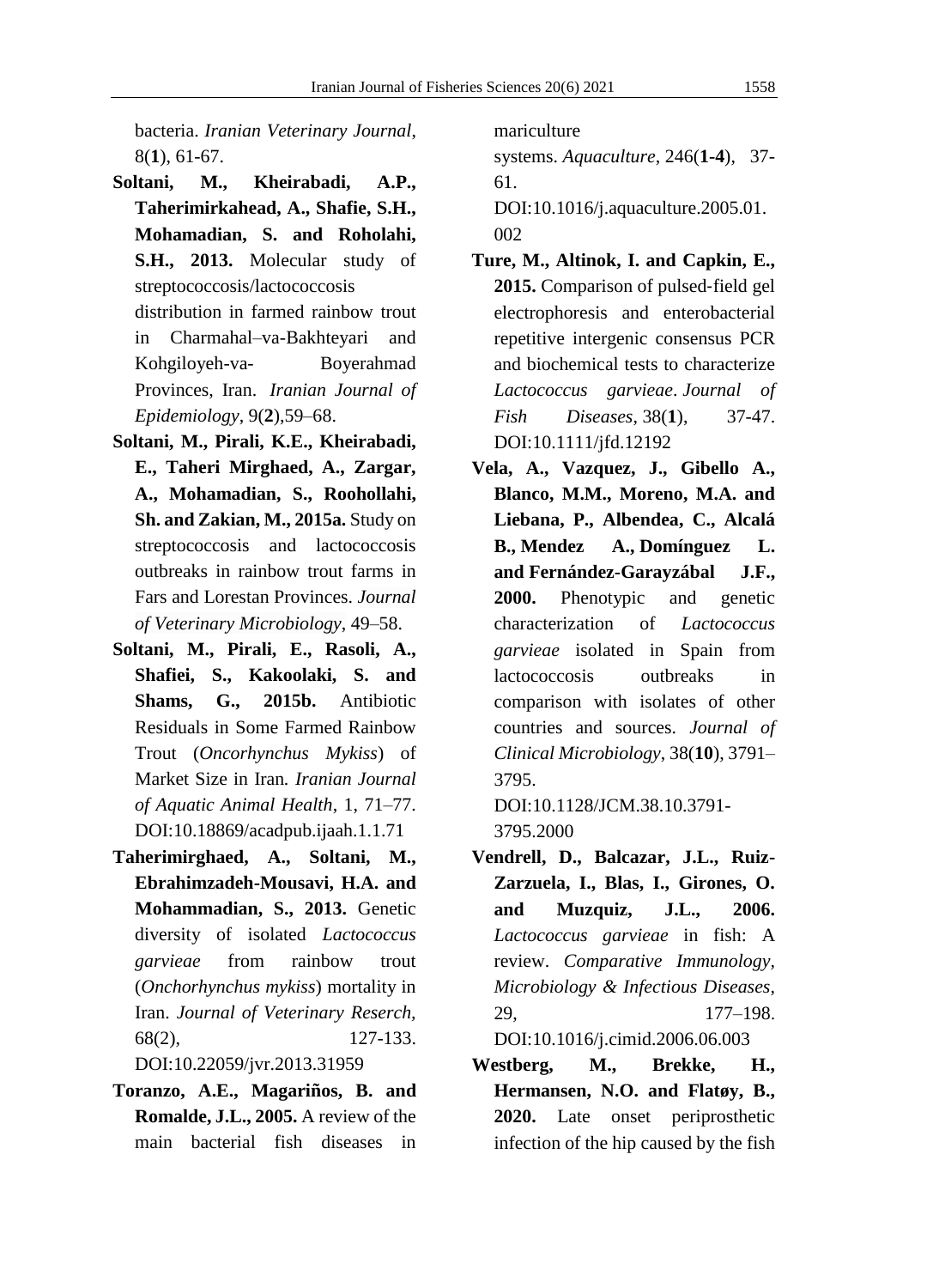bacteria. *Iranian Veterinary Journal*, 8(**1**), 61-67.

**Soltani, M., Kheirabadi, A.P., Taherimirkahead, A., Shafie, S.H., Mohamadian, S. and Roholahi, S.H., 2013.** Molecular study of streptococcosis/lactococcosis distribution in farmed rainbow trout in Charmahal–va-Bakhteyari and Kohgiloyeh-va- Boyerahmad Provinces, Iran. *Iranian Journal of Epidemiology*, 9(**2**),59–68.

**Soltani, M., Pirali, K.E., Kheirabadi, E., Taheri Mirghaed, A., Zargar, A., Mohamadian, S., Roohollahi, Sh. and Zakian, M., 2015a.** Study on streptococcosis and lactococcosis outbreaks in rainbow trout farms in Fars and Lorestan Provinces. *Journal of Veterinary Microbiology*, 49–58.

**Soltani, M., Pirali, E., Rasoli, A., Shafiei, S., Kakoolaki, S. and Shams, G., 2015b.** Antibiotic Residuals in Some Farmed Rainbow Trout (*Oncorhynchus Mykiss*) of Market Size in Iran. *Iranian Journal of Aquatic Animal Health*, 1, 71–77. DOI:10.18869/acadpub.ijaah.1.1.71

**Taherimirghaed, A., Soltani, M., Ebrahimzadeh-Mousavi, H.A. and Mohammadian, S., 2013.** Genetic diversity of isolated *Lactococcus garvieae* from rainbow trout (*Onchorhynchus mykiss*) mortality in Iran. *Journal of Veterinary Reserch,* 68(2), 127-133. DOI:10.22059/jvr.2013.31959

**Toranzo, A.E., Magariños, B. and Romalde, J.L., 2005.** A review of the main bacterial fish diseases in mariculture systems. *Aquaculture*, 246(**1-4**), 37-61. DOI:10.1016/j.aquaculture.2005.01.002

**Ture, M., Altinok, I. and Capkin, E., 2015.** Comparison of pulsed‐field gel electrophoresis and enterobacterial repetitive intergenic consensus PCR and biochemical tests to characterize *Lactococcus garvieae*. *Journal of Fish Diseases*, 38(**1**), 37-47. DOI:10.1111/jfd.12192

**Vela, A., Vazquez, J., Gibello A., Blanco, M.M., Moreno, M.A. and Liebana, P., Albendea, C., Alcalá B., Mendez A., Domínguez L. and Fernández-Garayzábal J.F., 2000.** Phenotypic and genetic characterization of *Lactococcus garvieae* isolated in Spain from lactococcosis outbreaks in comparison with isolates of other countries and sources. *Journal of Clinical Microbiology*, 38(**10**), 3791–3795. DOI:10.1128/JCM.38.10.3791-3795.2000

**Vendrell, D., Balcazar, J.L., Ruiz-Zarzuela, I., Blas, I., Girones, O. and Muzquiz, J.L., 2006.** *Lactococcus garvieae* in fish: A review. *Comparative Immunology, Microbiology & Infectious Diseases*, 29, 177–198. DOI:10.1016/j.cimid.2006.06.003

**Westberg, M., Brekke, H., Hermansen, N.O. and Flatøy, B., 2020.** Late onset periprosthetic infection of the hip caused by the fish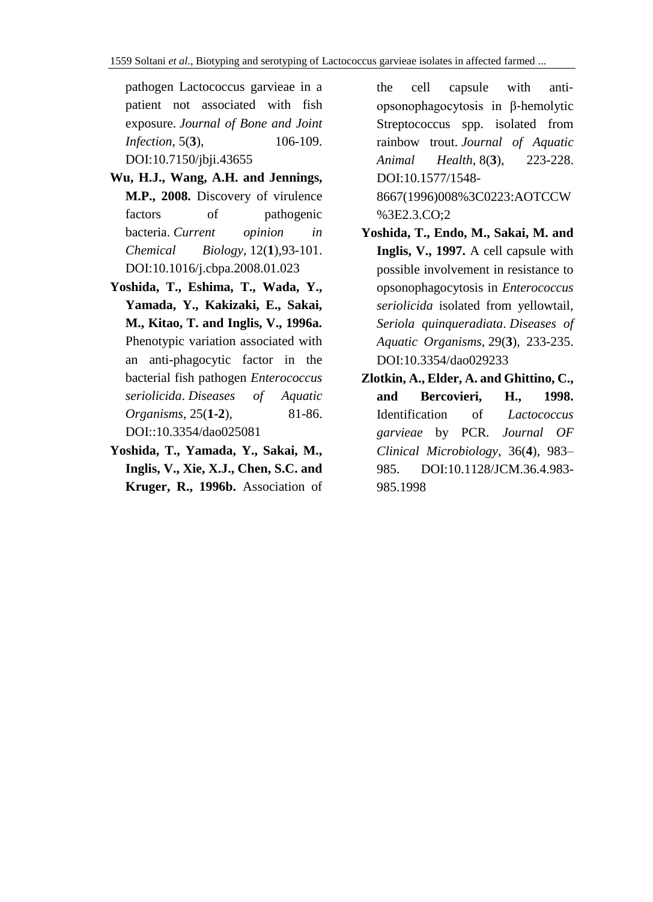pathogen Lactococcus garvieae in a patient not associated with fish exposure. *Journal of Bone and Joint Infection*, 5(**3**), 106-109. DOI:10.7150/jbji.43655

**Wu, H.J., Wang, A.H. and Jennings, M.P., 2008.** Discovery of virulence factors of pathogenic bacteria. *Current opinion in Chemical Biology*, 12(**1**),93-101. DOI:10.1016/j.cbpa.2008.01.023

**Yoshida, T., Eshima, T., Wada, Y., Yamada, Y., Kakizaki, E., Sakai, M., Kitao, T. and Inglis, V., 1996a.** Phenotypic variation associated with an anti-phagocytic factor in the bacterial fish pathogen *Enterococcus seriolicida*. *Diseases of Aquatic Organisms*, 25(**1-2**), 81-86. DOI::10.3354/dao025081

**Yoshida, T., Yamada, Y., Sakai, M., Inglis, V., Xie, X.J., Chen, S.C. and Kruger, R., 1996b.** Association of the cell capsule with anti-opsonophagocytosis in β-hemolytic Streptococcus spp. isolated from rainbow trout. *Journal of Aquatic Animal Health*, 8(**3**), 223-228. DOI:10.1577/1548-8667(1996)008%3C0223:AOTCCW%3E2.3.CO;2

**Yoshida, T., Endo, M., Sakai, M. and Inglis, V., 1997.** A cell capsule with possible involvement in resistance to opsonophagocytosis in *Enterococcus seriolicida* isolated from yellowtail, *Seriola quinqueradiata*. *Diseases of Aquatic Organisms*, 29(**3**), 233-235. DOI:10.3354/dao029233

**Zlotkin, A., Elder, A. and Ghittino, C., and Bercovieri, H., 1998.** Identification of *Lactococcus garvieae* by PCR. *Journal OF Clinical Microbiology*, 36(**4**), 983–985. DOI:10.1128/JCM.36.4.983-985.1998